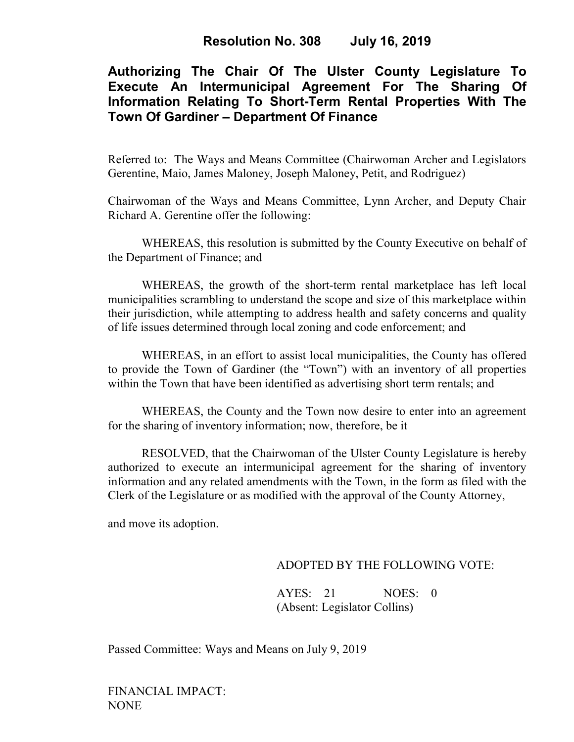# Resolution No. 308 July 16, 2019

## Authorizing The Chair Of The Ulster County Legislature To Execute An Intermunicipal Agreement For The Sharing Of Information Relating To Short-Term Rental Properties With The Town Of Gardiner – Department Of Finance

Referred to: The Ways and Means Committee (Chairwoman Archer and Legislators Gerentine, Maio, James Maloney, Joseph Maloney, Petit, and Rodriguez)

Chairwoman of the Ways and Means Committee, Lynn Archer, and Deputy Chair Richard A. Gerentine offer the following:

WHEREAS, this resolution is submitted by the County Executive on behalf of the Department of Finance; and

WHEREAS, the growth of the short-term rental marketplace has left local municipalities scrambling to understand the scope and size of this marketplace within their jurisdiction, while attempting to address health and safety concerns and quality of life issues determined through local zoning and code enforcement; and

WHEREAS, in an effort to assist local municipalities, the County has offered to provide the Town of Gardiner (the "Town") with an inventory of all properties within the Town that have been identified as advertising short term rentals; and

WHEREAS, the County and the Town now desire to enter into an agreement for the sharing of inventory information; now, therefore, be it

RESOLVED, that the Chairwoman of the Ulster County Legislature is hereby authorized to execute an intermunicipal agreement for the sharing of inventory information and any related amendments with the Town, in the form as filed with the Clerk of the Legislature or as modified with the approval of the County Attorney,

and move its adoption.

ADOPTED BY THE FOLLOWING VOTE:

AYES: 21 NOES: 0
(Absent: Legislator Collins)

Passed Committee: Ways and Means on July 9, 2019

FINANCIAL IMPACT:
NONE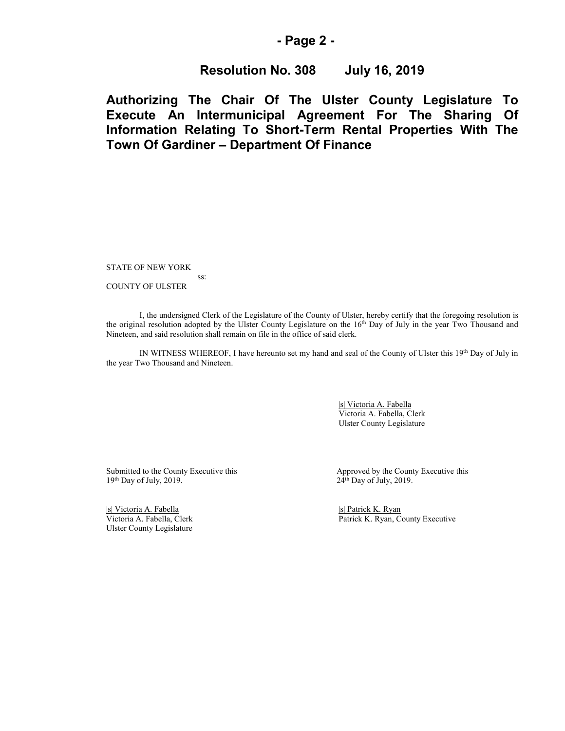**Resolution No. 308 July 16, 2019**

## Authorizing The Chair Of The Ulster County Legislature To Execute An Intermunicipal Agreement For The Sharing Of Information Relating To Short-Term Rental Properties With The Town Of Gardiner – Department Of Finance

STATE OF NEW YORK
ss:
COUNTY OF ULSTER

I, the undersigned Clerk of the Legislature of the County of Ulster, hereby certify that the foregoing resolution is the original resolution adopted by the Ulster County Legislature on the 16th Day of July in the year Two Thousand and Nineteen, and said resolution shall remain on file in the office of said clerk.

IN WITNESS WHEREOF, I have hereunto set my hand and seal of the County of Ulster this 19th Day of July in the year Two Thousand and Nineteen.

|s| Victoria A. Fabella
Victoria A. Fabella, Clerk
Ulster County Legislature

Submitted to the County Executive this 19th Day of July, 2019.

|s| Victoria A. Fabella
Victoria A. Fabella, Clerk
Ulster County Legislature

Approved by the County Executive this 24th Day of July, 2019.

|s| Patrick K. Ryan
Patrick K. Ryan, County Executive